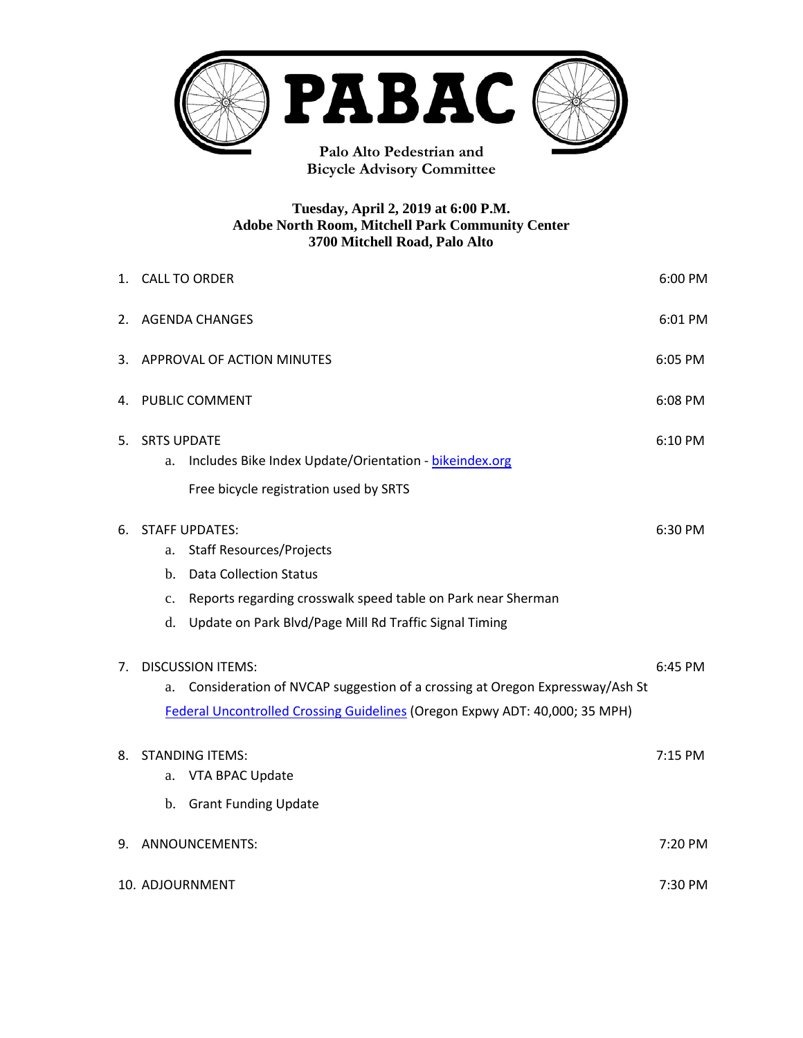# PABAC

**Palo Alto Pedestrian and Bicycle Advisory Committee**

**Tuesday, April 2, 2019 at 6:00 P.M.**
**Adobe North Room, Mitchell Park Community Center**
**3700 Mitchell Road, Palo Alto**

| | | |
|---|---|---|
| 1. | CALL TO ORDER | 6:00 PM |
| 2. | AGENDA CHANGES | 6:01 PM |
| 3. | APPROVAL OF ACTION MINUTES | 6:05 PM |
| 4. | PUBLIC COMMENT | 6:08 PM |
| 5. | SRTS UPDATE<br>a. Includes Bike Index Update/Orientation - bikeindex.org<br>Free bicycle registration used by SRTS | 6:10 PM |
| 6. | STAFF UPDATES:<br>a. Staff Resources/Projects<br>b. Data Collection Status<br>c. Reports regarding crosswalk speed table on Park near Sherman<br>d. Update on Park Blvd/Page Mill Rd Traffic Signal Timing | 6:30 PM |
| 7. | DISCUSSION ITEMS:<br>a. Consideration of NVCAP suggestion of a crossing at Oregon Expressway/Ash St<br>Federal Uncontrolled Crossing Guidelines (Oregon Expwy ADT: 40,000; 35 MPH) | 6:45 PM |
| 8. | STANDING ITEMS:<br>a. VTA BPAC Update<br>b. Grant Funding Update | 7:15 PM |
| 9. | ANNOUNCEMENTS: | 7:20 PM |
| 10. | ADJOURNMENT | 7:30 PM |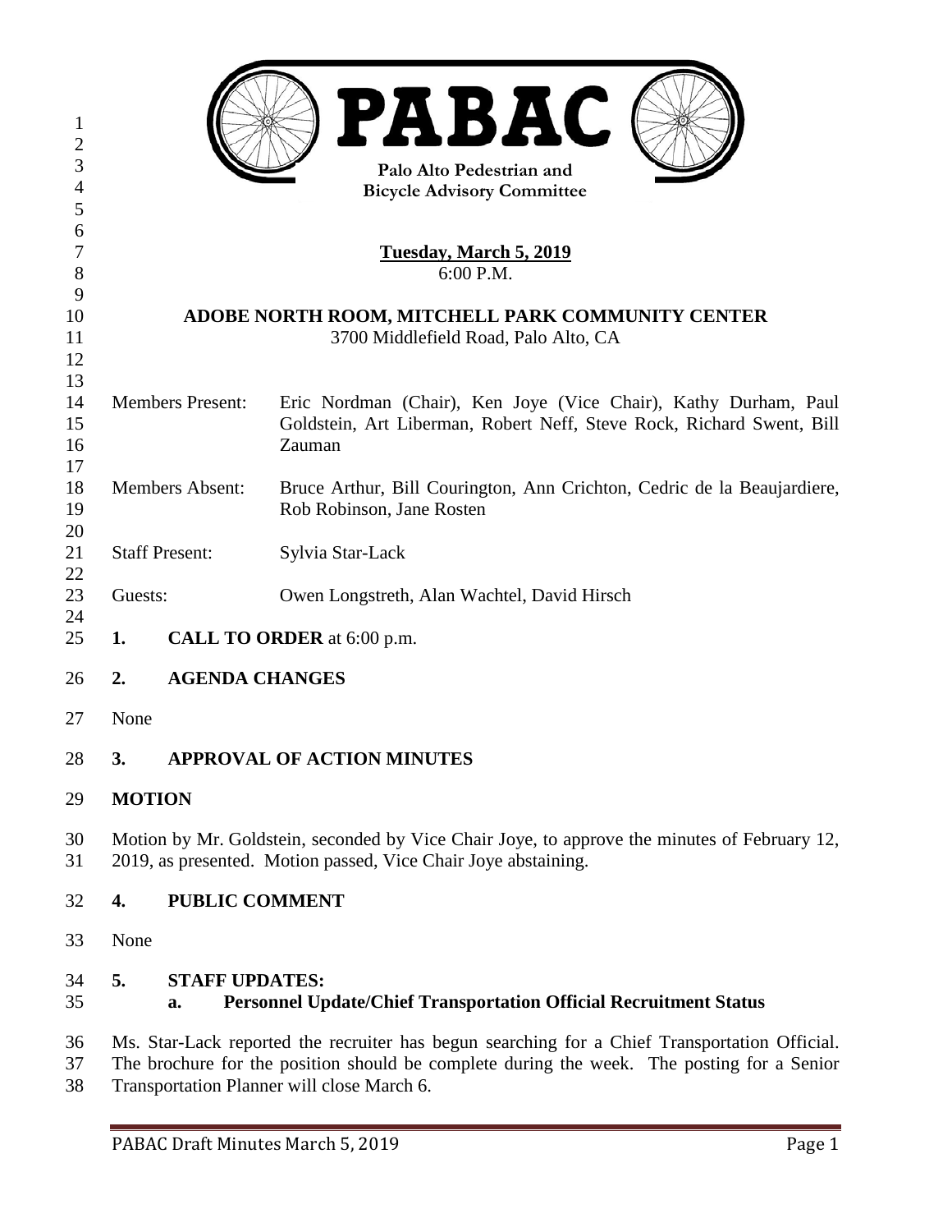# PABAC

Palo Alto Pedestrian and Bicycle Advisory Committee

**Tuesday, March 5, 2019**
6:00 P.M.

**ADOBE NORTH ROOM, MITCHELL PARK COMMUNITY CENTER**
3700 Middlefield Road, Palo Alto, CA

| | |
|---|---|
| Members Present: | Eric Nordman (Chair), Ken Joye (Vice Chair), Kathy Durham, Paul Goldstein, Art Liberman, Robert Neff, Steve Rock, Richard Swent, Bill Zauman |
| Members Absent: | Bruce Arthur, Bill Courington, Ann Crichton, Cedric de la Beaujardiere, Rob Robinson, Jane Rosten |
| Staff Present: | Sylvia Star-Lack |
| Guests: | Owen Longstreth, Alan Wachtel, David Hirsch |

**1. CALL TO ORDER** at 6:00 p.m.

**2. AGENDA CHANGES**

None

**3. APPROVAL OF ACTION MINUTES**

**MOTION**

Motion by Mr. Goldstein, seconded by Vice Chair Joye, to approve the minutes of February 12, 2019, as presented. Motion passed, Vice Chair Joye abstaining.

**4. PUBLIC COMMENT**

None

**5. STAFF UPDATES:**

**a. Personnel Update/Chief Transportation Official Recruitment Status**

Ms. Star-Lack reported the recruiter has begun searching for a Chief Transportation Official. The brochure for the position should be complete during the week. The posting for a Senior Transportation Planner will close March 6.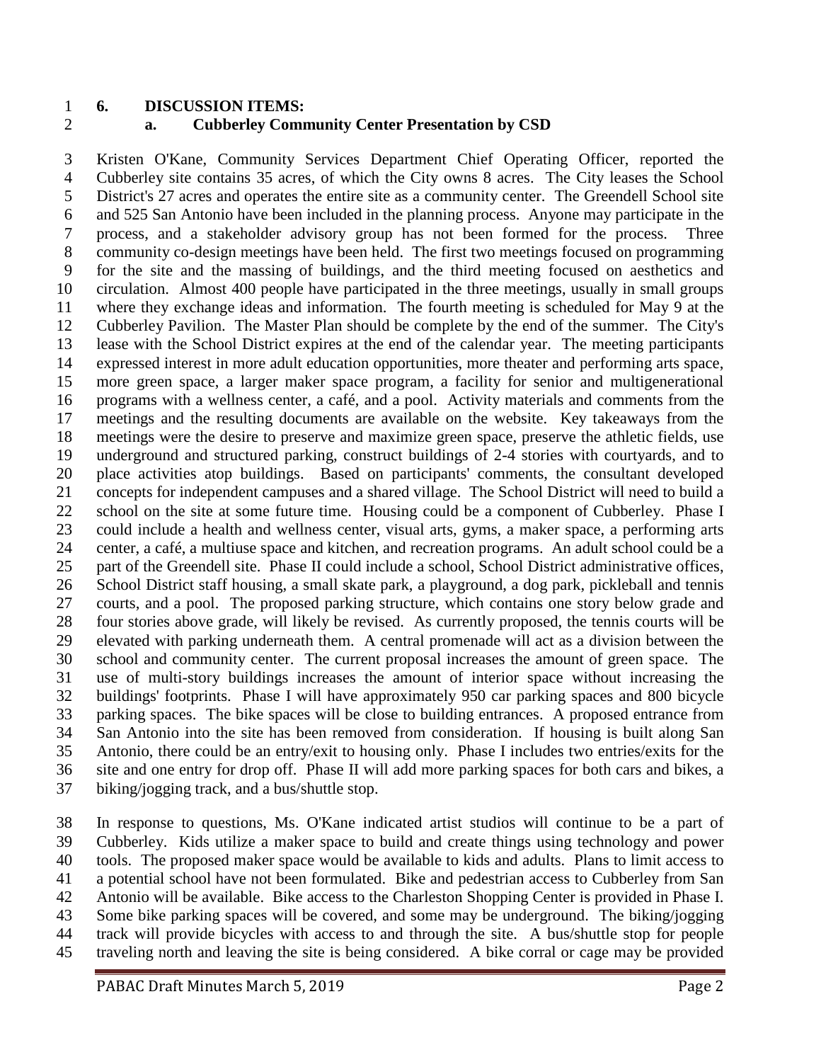**6. DISCUSSION ITEMS:**

**a. Cubberley Community Center Presentation by CSD**

Kristen O'Kane, Community Services Department Chief Operating Officer, reported the Cubberley site contains 35 acres, of which the City owns 8 acres. The City leases the School District's 27 acres and operates the entire site as a community center. The Greendell School site and 525 San Antonio have been included in the planning process. Anyone may participate in the process, and a stakeholder advisory group has not been formed for the process. Three community co-design meetings have been held. The first two meetings focused on programming for the site and the massing of buildings, and the third meeting focused on aesthetics and circulation. Almost 400 people have participated in the three meetings, usually in small groups where they exchange ideas and information. The fourth meeting is scheduled for May 9 at the Cubberley Pavilion. The Master Plan should be complete by the end of the summer. The City's lease with the School District expires at the end of the calendar year. The meeting participants expressed interest in more adult education opportunities, more theater and performing arts space, more green space, a larger maker space program, a facility for senior and multigenerational programs with a wellness center, a café, and a pool. Activity materials and comments from the meetings and the resulting documents are available on the website. Key takeaways from the meetings were the desire to preserve and maximize green space, preserve the athletic fields, use underground and structured parking, construct buildings of 2-4 stories with courtyards, and to place activities atop buildings. Based on participants' comments, the consultant developed concepts for independent campuses and a shared village. The School District will need to build a school on the site at some future time. Housing could be a component of Cubberley. Phase I could include a health and wellness center, visual arts, gyms, a maker space, a performing arts center, a café, a multiuse space and kitchen, and recreation programs. An adult school could be a part of the Greendell site. Phase II could include a school, School District administrative offices, School District staff housing, a small skate park, a playground, a dog park, pickleball and tennis courts, and a pool. The proposed parking structure, which contains one story below grade and four stories above grade, will likely be revised. As currently proposed, the tennis courts will be elevated with parking underneath them. A central promenade will act as a division between the school and community center. The current proposal increases the amount of green space. The use of multi-story buildings increases the amount of interior space without increasing the buildings' footprints. Phase I will have approximately 950 car parking spaces and 800 bicycle parking spaces. The bike spaces will be close to building entrances. A proposed entrance from San Antonio into the site has been removed from consideration. If housing is built along San Antonio, there could be an entry/exit to housing only. Phase I includes two entries/exits for the site and one entry for drop off. Phase II will add more parking spaces for both cars and bikes, a biking/jogging track, and a bus/shuttle stop.

In response to questions, Ms. O'Kane indicated artist studios will continue to be a part of Cubberley. Kids utilize a maker space to build and create things using technology and power tools. The proposed maker space would be available to kids and adults. Plans to limit access to a potential school have not been formulated. Bike and pedestrian access to Cubberley from San Antonio will be available. Bike access to the Charleston Shopping Center is provided in Phase I. Some bike parking spaces will be covered, and some may be underground. The biking/jogging track will provide bicycles with access to and through the site. A bus/shuttle stop for people traveling north and leaving the site is being considered. A bike corral or cage may be provided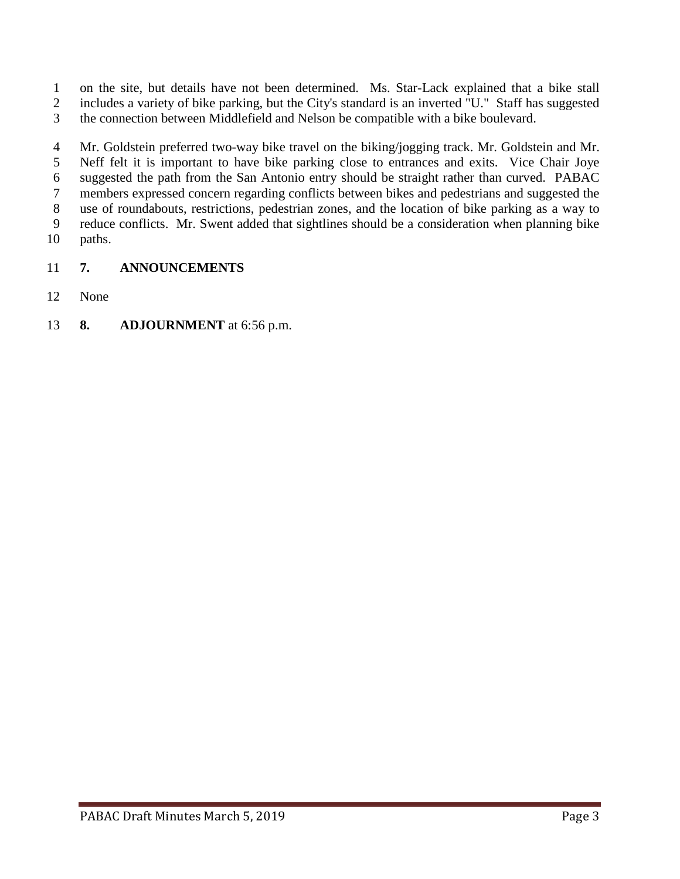on the site, but details have not been determined. Ms. Star-Lack explained that a bike stall includes a variety of bike parking, but the City's standard is an inverted "U." Staff has suggested the connection between Middlefield and Nelson be compatible with a bike boulevard.

Mr. Goldstein preferred two-way bike travel on the biking/jogging track. Mr. Goldstein and Mr. Neff felt it is important to have bike parking close to entrances and exits. Vice Chair Joye suggested the path from the San Antonio entry should be straight rather than curved. PABAC members expressed concern regarding conflicts between bikes and pedestrians and suggested the use of roundabouts, restrictions, pedestrian zones, and the location of bike parking as a way to reduce conflicts. Mr. Swent added that sightlines should be a consideration when planning bike paths.

**7. ANNOUNCEMENTS**

None

**8. ADJOURNMENT** at 6:56 p.m.